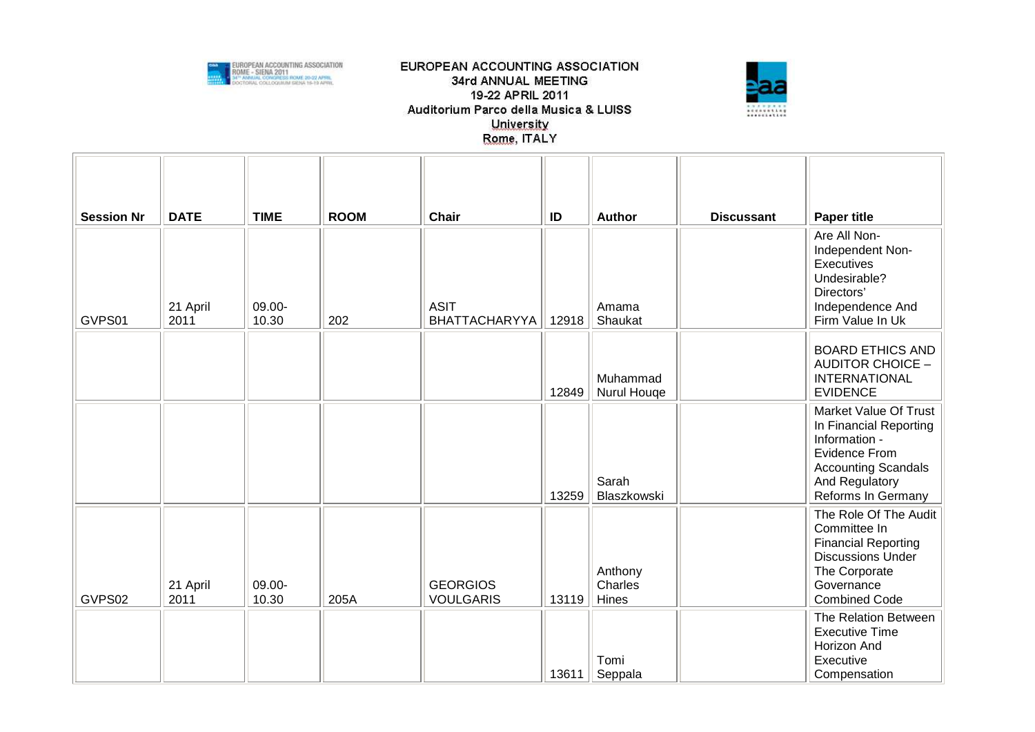EUROPEAN ACCOUNTING ASSOCIATION
34rd ANNUAL MEETING
19-22 APRIL 2011
Auditorium Parco della Musica & LUISS University
Rome, ITALY

| Session Nr | DATE | TIME | ROOM | Chair | ID | Author | Discussant | Paper title |
|---|---|---|---|---|---|---|---|---|
| GVPS01 | 21 April 2011 | 09.00-10.30 | 202 | ASIT BHATTACHARYYA | 12918 | Amama Shaukat | | Are All Non-Independent Non-Executives Undesirable? Directors' Independence And Firm Value In Uk |
| | | | | | 12849 | Muhammad Nurul Houqe | | BOARD ETHICS AND AUDITOR CHOICE – INTERNATIONAL EVIDENCE |
| | | | | | 13259 | Sarah Blaszkowski | | Market Value Of Trust In Financial Reporting Information - Evidence From Accounting Scandals And Regulatory Reforms In Germany |
| GVPS02 | 21 April 2011 | 09.00-10.30 | 205A | GEORGIOS VOULGARIS | 13119 | Anthony Charles Hines | | The Role Of The Audit Committee In Financial Reporting Discussions Under The Corporate Governance Combined Code |
| | | | | | 13611 | Tomi Seppala | | The Relation Between Executive Time Horizon And Executive Compensation |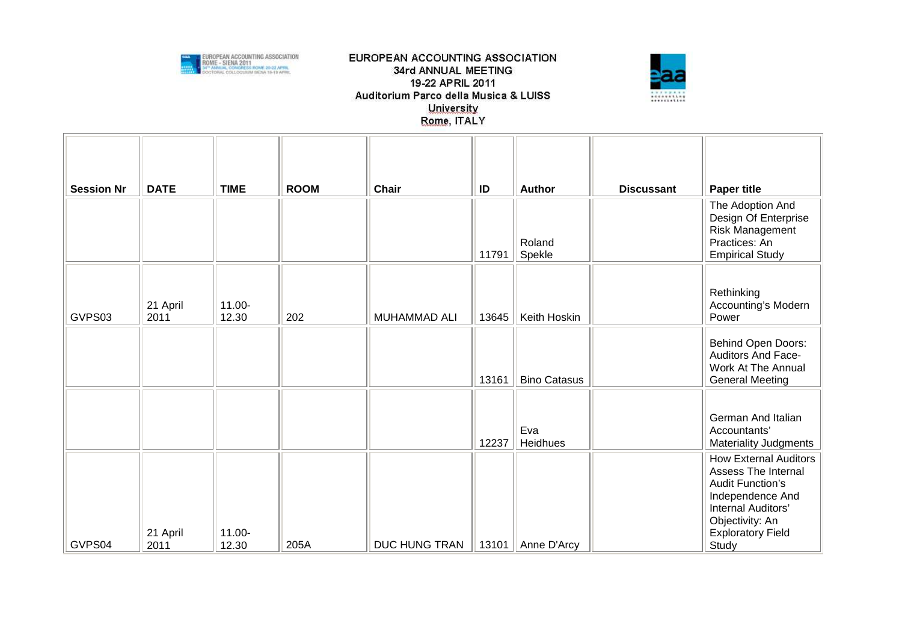| Session Nr | DATE | TIME | ROOM | Chair | ID | Author | Discussant | Paper title |
|---|---|---|---|---|---|---|---|---|
| | | | | | 11791 | Roland Spekle | | The Adoption And Design Of Enterprise Risk Management Practices: An Empirical Study |
| GVPS03 | 21 April 2011 | 11.00-12.30 | 202 | MUHAMMAD ALI | 13645 | Keith Hoskin | | Rethinking Accounting's Modern Power |
| | | | | | 13161 | Bino Catasus | | Behind Open Doors: Auditors And Face-Work At The Annual General Meeting |
| | | | | | 12237 | Eva Heidhues | | German And Italian Accountants' Materiality Judgments |
| GVPS04 | 21 April 2011 | 11.00-12.30 | 205A | DUC HUNG TRAN | 13101 | Anne D'Arcy | | How External Auditors Assess The Internal Audit Function's Independence And Internal Auditors' Objectivity: An Exploratory Field Study |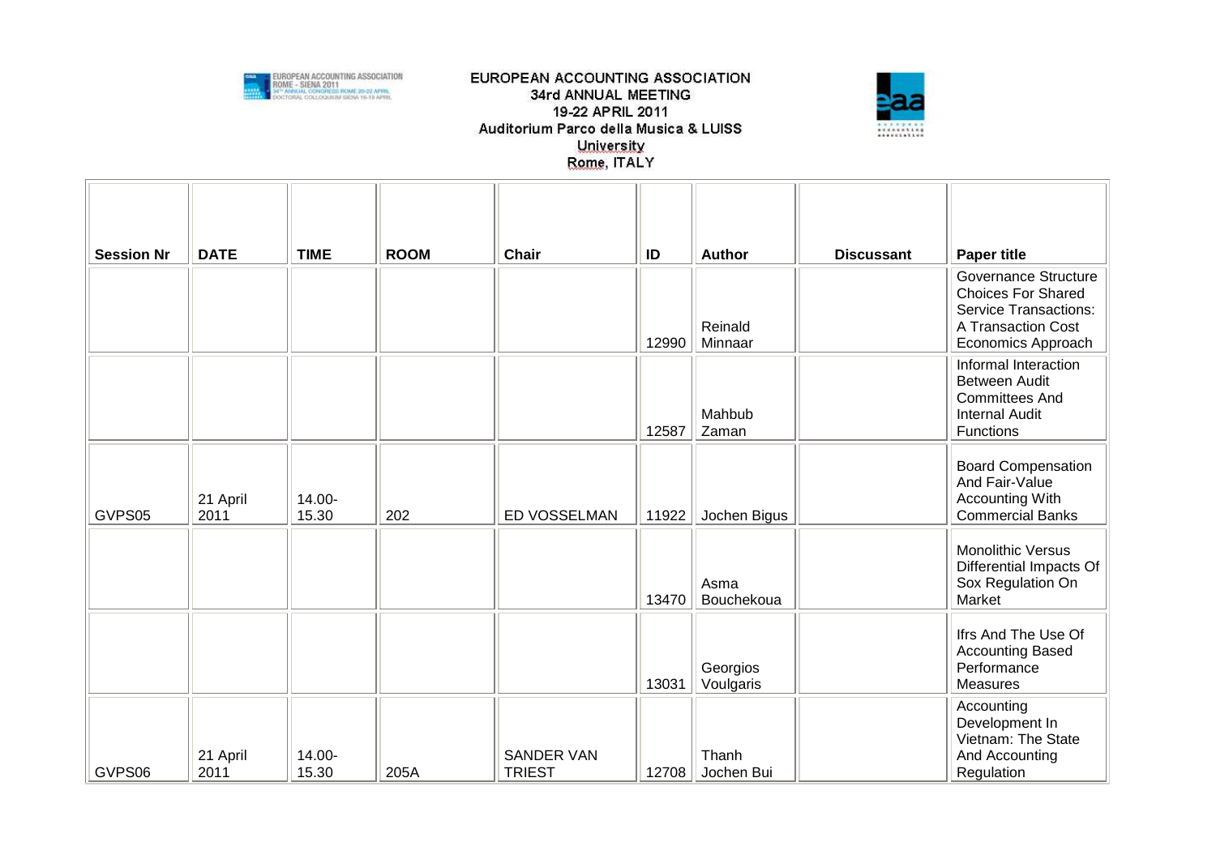EUROPEAN ACCOUNTING ASSOCIATION
34rd ANNUAL MEETING
19-22 APRIL 2011
Auditorium Parco della Musica & LUISS University
Rome, ITALY

| Session Nr | DATE | TIME | ROOM | Chair | ID | Author | Discussant | Paper title |
|---|---|---|---|---|---|---|---|---|
| | | | | | 12990 | Reinald Minnaar | | Governance Structure Choices For Shared Service Transactions: A Transaction Cost Economics Approach |
| | | | | | 12587 | Mahbub Zaman | | Informal Interaction Between Audit Committees And Internal Audit Functions |
| GVPS05 | 21 April 2011 | 14.00-15.30 | 202 | ED VOSSELMAN | 11922 | Jochen Bigus | | Board Compensation And Fair-Value Accounting With Commercial Banks |
| | | | | | 13470 | Asma Bouchekoua | | Monolithic Versus Differential Impacts Of Sox Regulation On Market |
| | | | | | 13031 | Georgios Voulgaris | | Ifrs And The Use Of Accounting Based Performance Measures |
| GVPS06 | 21 April 2011 | 14.00-15.30 | 205A | SANDER VAN TRIEST | 12708 | Thanh Jochen Bui | | Accounting Development In Vietnam: The State And Accounting Regulation |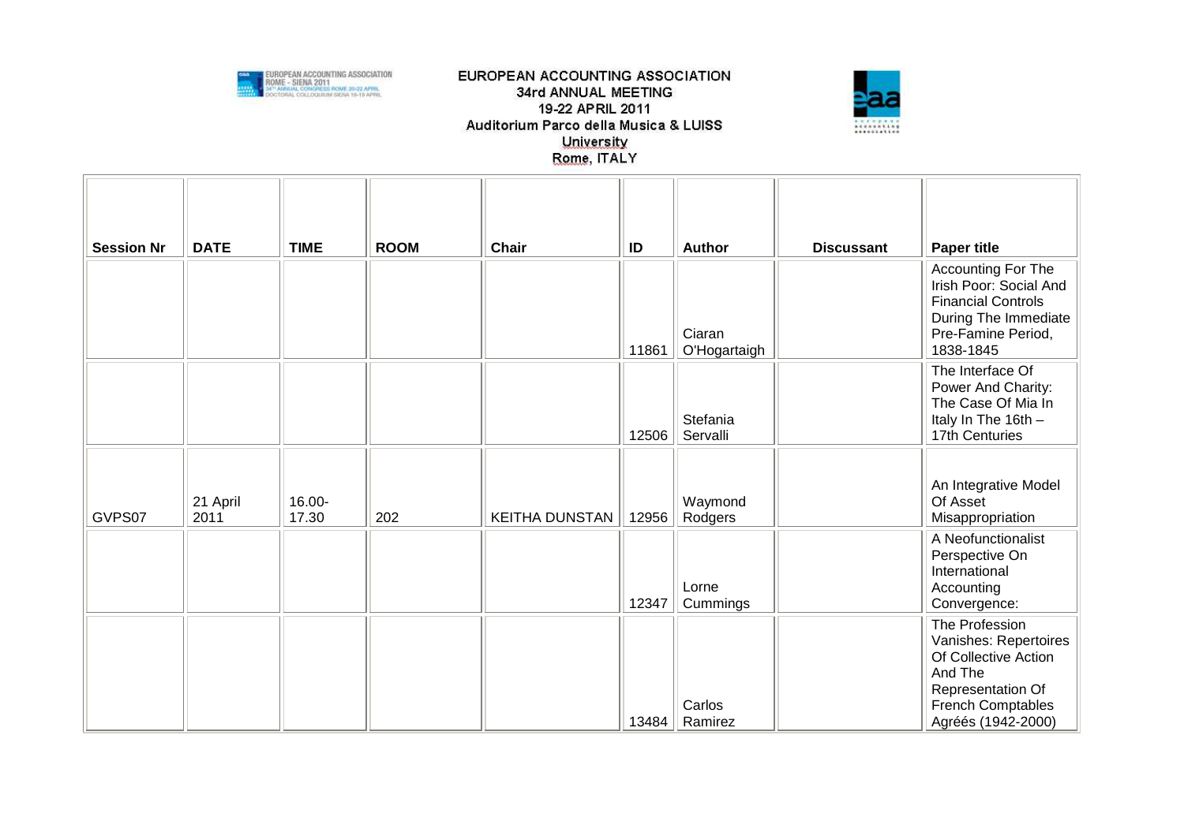EUROPEAN ACCOUNTING ASSOCIATION
34rd ANNUAL MEETING
19-22 APRIL 2011
Auditorium Parco della Musica & LUISS University
Rome, ITALY

| Session Nr | DATE | TIME | ROOM | Chair | ID | Author | Discussant | Paper title |
|---|---|---|---|---|---|---|---|---|
| | | | | | 11861 | Ciaran O'Hogartaigh | | Accounting For The Irish Poor: Social And Financial Controls During The Immediate Pre-Famine Period, 1838-1845 |
| | | | | | 12506 | Stefania Servalli | | The Interface Of Power And Charity: The Case Of Mia In Italy In The 16th – 17th Centuries |
| GVPS07 | 21 April 2011 | 16.00-17.30 | 202 | KEITHA DUNSTAN | 12956 | Waymond Rodgers | | An Integrative Model Of Asset Misappropriation |
| | | | | | 12347 | Lorne Cummings | | A Neofunctionalist Perspective On International Accounting Convergence: |
| | | | | | 13484 | Carlos Ramirez | | The Profession Vanishes: Repertoires Of Collective Action And The Representation Of French Comptables Agréés (1942-2000) |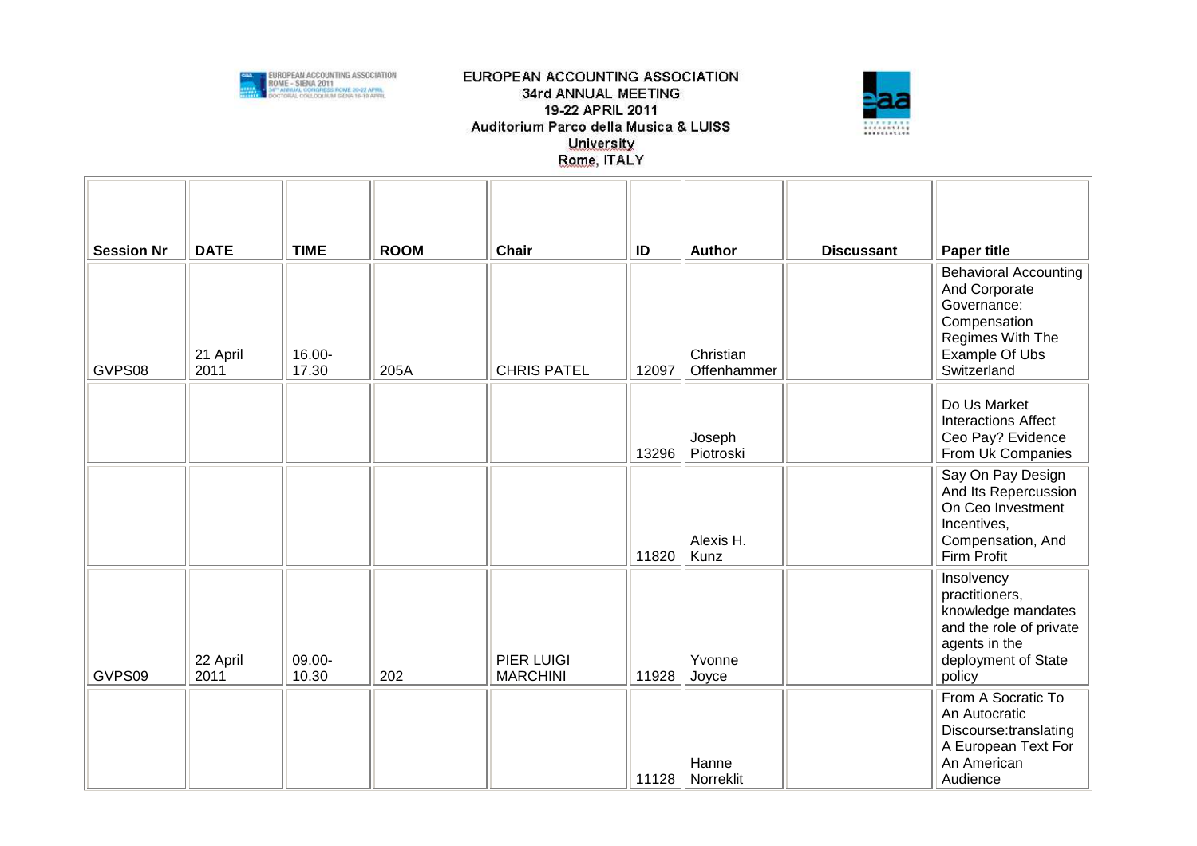EUROPEAN ACCOUNTING ASSOCIATION
34rd ANNUAL MEETING
19-22 APRIL 2011
Auditorium Parco della Musica & LUISS University
Rome, ITALY

| Session Nr | DATE | TIME | ROOM | Chair | ID | Author | Discussant | Paper title |
|---|---|---|---|---|---|---|---|---|
| GVPS08 | 21 April 2011 | 16.00-17.30 | 205A | CHRIS PATEL | 12097 | Christian Offenhammer | | Behavioral Accounting And Corporate Governance: Compensation Regimes With The Example Of Ubs Switzerland |
| | | | | | 13296 | Joseph Piotroski | | Do Us Market Interactions Affect Ceo Pay? Evidence From Uk Companies |
| | | | | | 11820 | Alexis H. Kunz | | Say On Pay Design And Its Repercussion On Ceo Investment Incentives, Compensation, And Firm Profit |
| GVPS09 | 22 April 2011 | 09.00-10.30 | 202 | PIER LUIGI MARCHINI | 11928 | Yvonne Joyce | | Insolvency practitioners, knowledge mandates and the role of private agents in the deployment of State policy |
| | | | | | 11128 | Hanne Norreklit | | From A Socratic To An Autocratic Discourse:translating A European Text For An American Audience |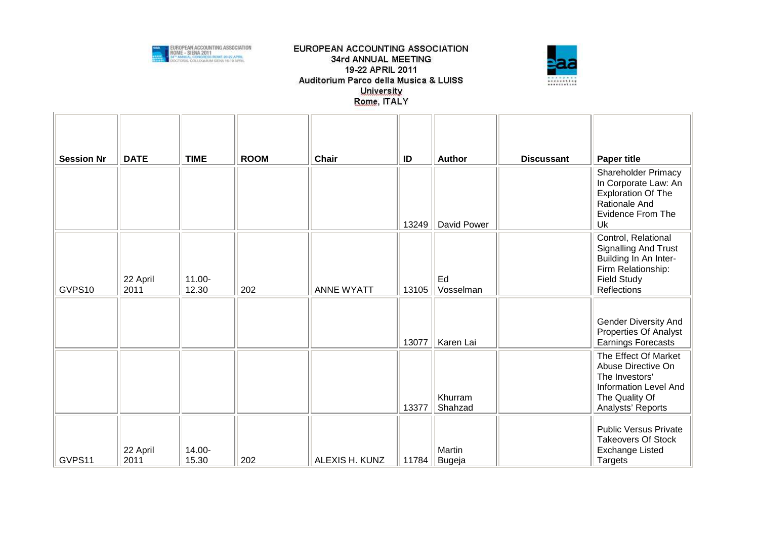| Session Nr | DATE | TIME | ROOM | Chair | ID | Author | Discussant | Paper title |
|---|---|---|---|---|---|---|---|---|
| | | | | | 13249 | David Power | | Shareholder Primacy In Corporate Law: An Exploration Of The Rationale And Evidence From The Uk |
| GVPS10 | 22 April 2011 | 11.00-12.30 | 202 | ANNE WYATT | 13105 | Ed Vosselman | | Control, Relational Signalling And Trust Building In An Inter-Firm Relationship: Field Study Reflections |
| | | | | | 13077 | Karen Lai | | Gender Diversity And Properties Of Analyst Earnings Forecasts |
| | | | | | 13377 | Khurram Shahzad | | The Effect Of Market Abuse Directive On The Investors' Information Level And The Quality Of Analysts' Reports |
| GVPS11 | 22 April 2011 | 14.00-15.30 | 202 | ALEXIS H. KUNZ | 11784 | Martin Bugeja | | Public Versus Private Takeovers Of Stock Exchange Listed Targets |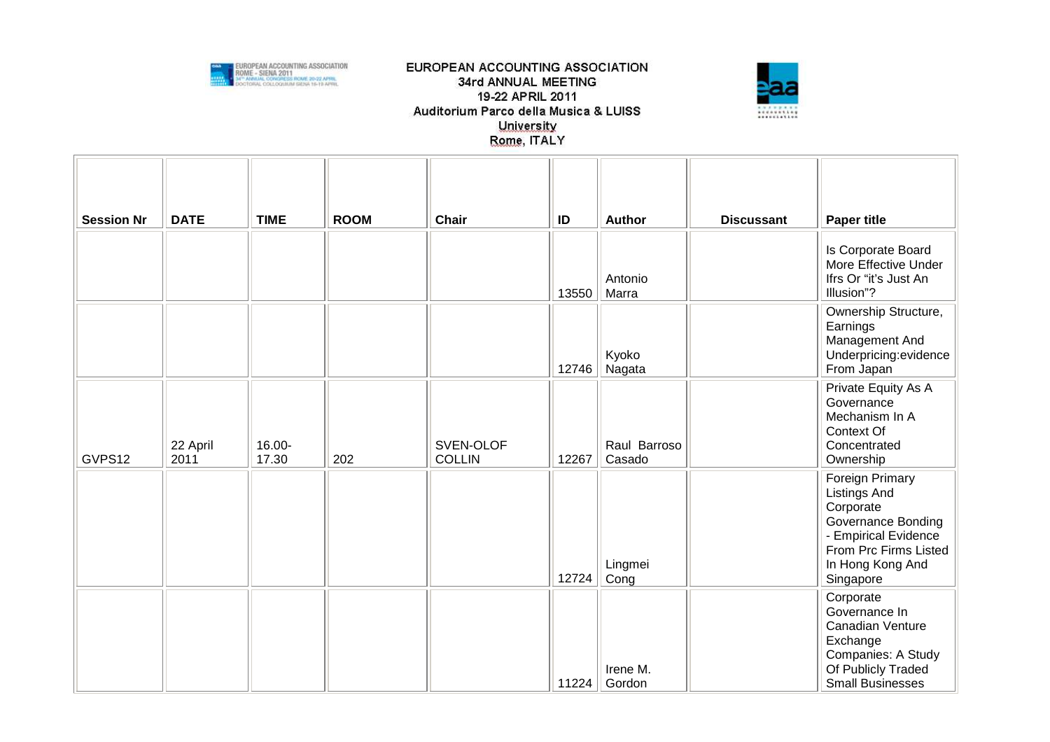EUROPEAN ACCOUNTING ASSOCIATION
34rd ANNUAL MEETING
19-22 APRIL 2011
Auditorium Parco della Musica & LUISS University
Rome, ITALY

| Session Nr | DATE | TIME | ROOM | Chair | ID | Author | Discussant | Paper title |
|---|---|---|---|---|---|---|---|---|
| | | | | | 13550 | Antonio Marra | | Is Corporate Board More Effective Under Ifrs Or "it's Just An Illusion"? |
| | | | | | 12746 | Kyoko Nagata | | Ownership Structure, Earnings Management And Underpricing:evidence From Japan |
| GVPS12 | 22 April 2011 | 16.00-17.30 | 202 | SVEN-OLOF COLLIN | 12267 | Raul Barroso Casado | | Private Equity As A Governance Mechanism In A Context Of Concentrated Ownership |
| | | | | | 12724 | Lingmei Cong | | Foreign Primary Listings And Corporate Governance Bonding - Empirical Evidence From Prc Firms Listed In Hong Kong And Singapore |
| | | | | | 11224 | Irene M. Gordon | | Corporate Governance In Canadian Venture Exchange Companies: A Study Of Publicly Traded Small Businesses |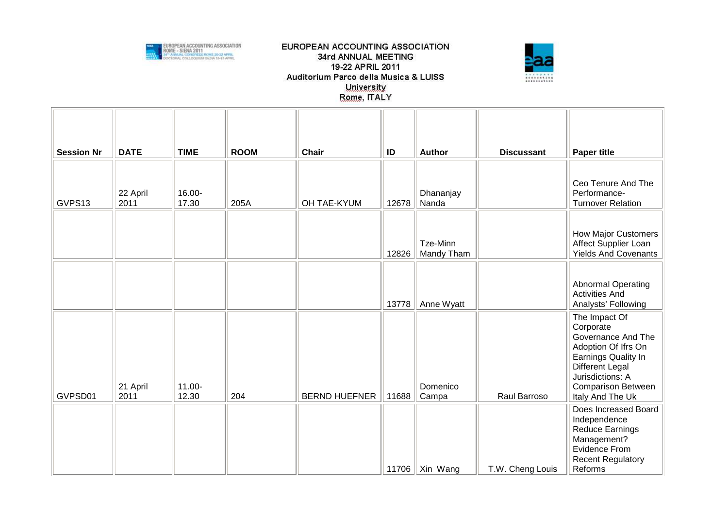EUROPEAN ACCOUNTING ASSOCIATION
34rd ANNUAL MEETING
19-22 APRIL 2011
Auditorium Parco della Musica & LUISS University
Rome, ITALY

| Session Nr | DATE | TIME | ROOM | Chair | ID | Author | Discussant | Paper title |
|---|---|---|---|---|---|---|---|---|
| GVPS13 | 22 April 2011 | 16.00-17.30 | 205A | OH TAE-KYUM | 12678 | Dhananjay Nanda | | Ceo Tenure And The Performance-Turnover Relation |
| | | | | | 12826 | Tze-Minn Mandy Tham | | How Major Customers Affect Supplier Loan Yields And Covenants |
| | | | | | 13778 | Anne Wyatt | | Abnormal Operating Activities And Analysts' Following |
| GVPSD01 | 21 April 2011 | 11.00-12.30 | 204 | BERND HUEFNER | 11688 | Domenico Campa | Raul Barroso | The Impact Of Corporate Governance And The Adoption Of Ifrs On Earnings Quality In Different Legal Jurisdictions: A Comparison Between Italy And The Uk |
| | | | | | 11706 | Xin Wang | T.W. Cheng Louis | Does Increased Board Independence Reduce Earnings Management? Evidence From Recent Regulatory Reforms |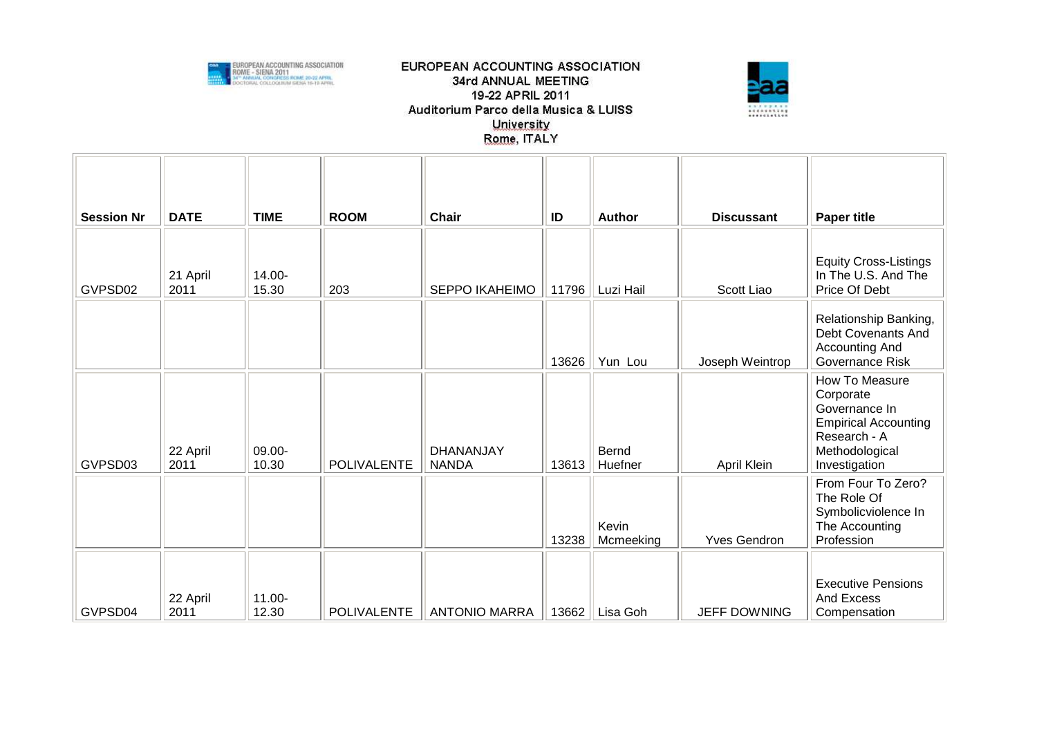EUROPEAN ACCOUNTING ASSOCIATION
34rd ANNUAL MEETING
19-22 APRIL 2011
Auditorium Parco della Musica & LUISS University
Rome, ITALY

| Session Nr | DATE | TIME | ROOM | Chair | ID | Author | Discussant | Paper title |
|---|---|---|---|---|---|---|---|---|
| GVPSD02 | 21 April 2011 | 14.00-15.30 | 203 | SEPPO IKAHEIMO | 11796 | Luzi Hail | Scott Liao | Equity Cross-Listings In The U.S. And The Price Of Debt |
| | | | | | 13626 | Yun Lou | Joseph Weintrop | Relationship Banking, Debt Covenants And Accounting And Governance Risk |
| GVPSD03 | 22 April 2011 | 09.00-10.30 | POLIVALENTE | DHANANJAY NANDA | 13613 | Bernd Huefner | April Klein | How To Measure Corporate Governance In Empirical Accounting Research - A Methodological Investigation |
| | | | | | 13238 | Kevin Mcmeeking | Yves Gendron | From Four To Zero? The Role Of Symbolicviolence In The Accounting Profession |
| GVPSD04 | 22 April 2011 | 11.00-12.30 | POLIVALENTE | ANTONIO MARRA | 13662 | Lisa Goh | JEFF DOWNING | Executive Pensions And Excess Compensation |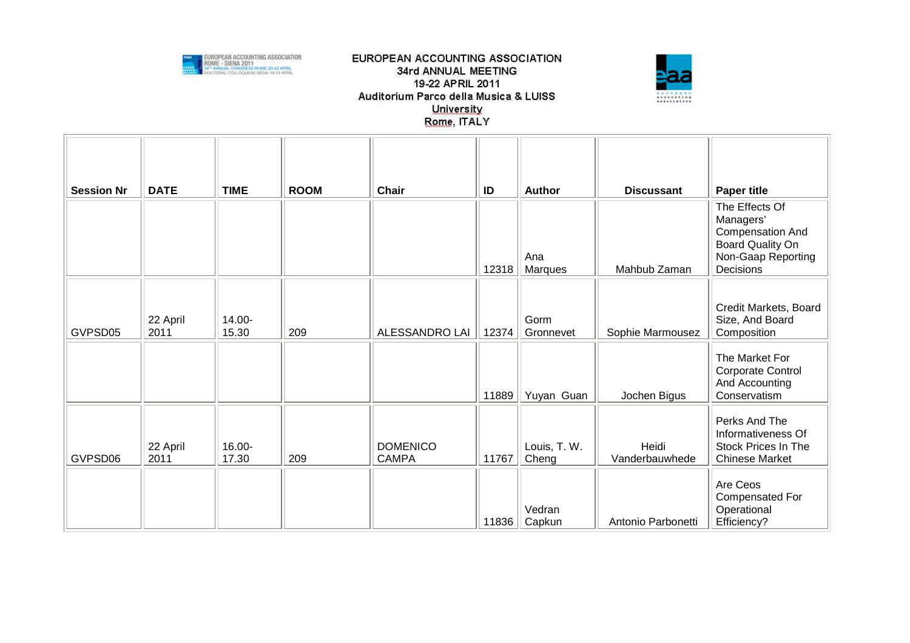EUROPEAN ACCOUNTING ASSOCIATION
34rd ANNUAL MEETING
19-22 APRIL 2011
Auditorium Parco della Musica & LUISS University
Rome, ITALY

| Session Nr | DATE | TIME | ROOM | Chair | ID | Author | Discussant | Paper title |
|---|---|---|---|---|---|---|---|---|
| | | | | | 12318 | Ana Marques | Mahbub Zaman | The Effects Of Managers' Compensation And Board Quality On Non-Gaap Reporting Decisions |
| GVPSD05 | 22 April 2011 | 14.00-15.30 | 209 | ALESSANDRO LAI | 12374 | Gorm Gronnevet | Sophie Marmousez | Credit Markets, Board Size, And Board Composition |
| | | | | | 11889 | Yuyan Guan | Jochen Bigus | The Market For Corporate Control And Accounting Conservatism |
| GVPSD06 | 22 April 2011 | 16.00-17.30 | 209 | DOMENICO CAMPA | 11767 | Louis, T. W. Cheng | Heidi Vanderbauwhede | Perks And The Informativeness Of Stock Prices In The Chinese Market |
| | | | | | 11836 | Vedran Capkun | Antonio Parbonetti | Are Ceos Compensated For Operational Efficiency? |